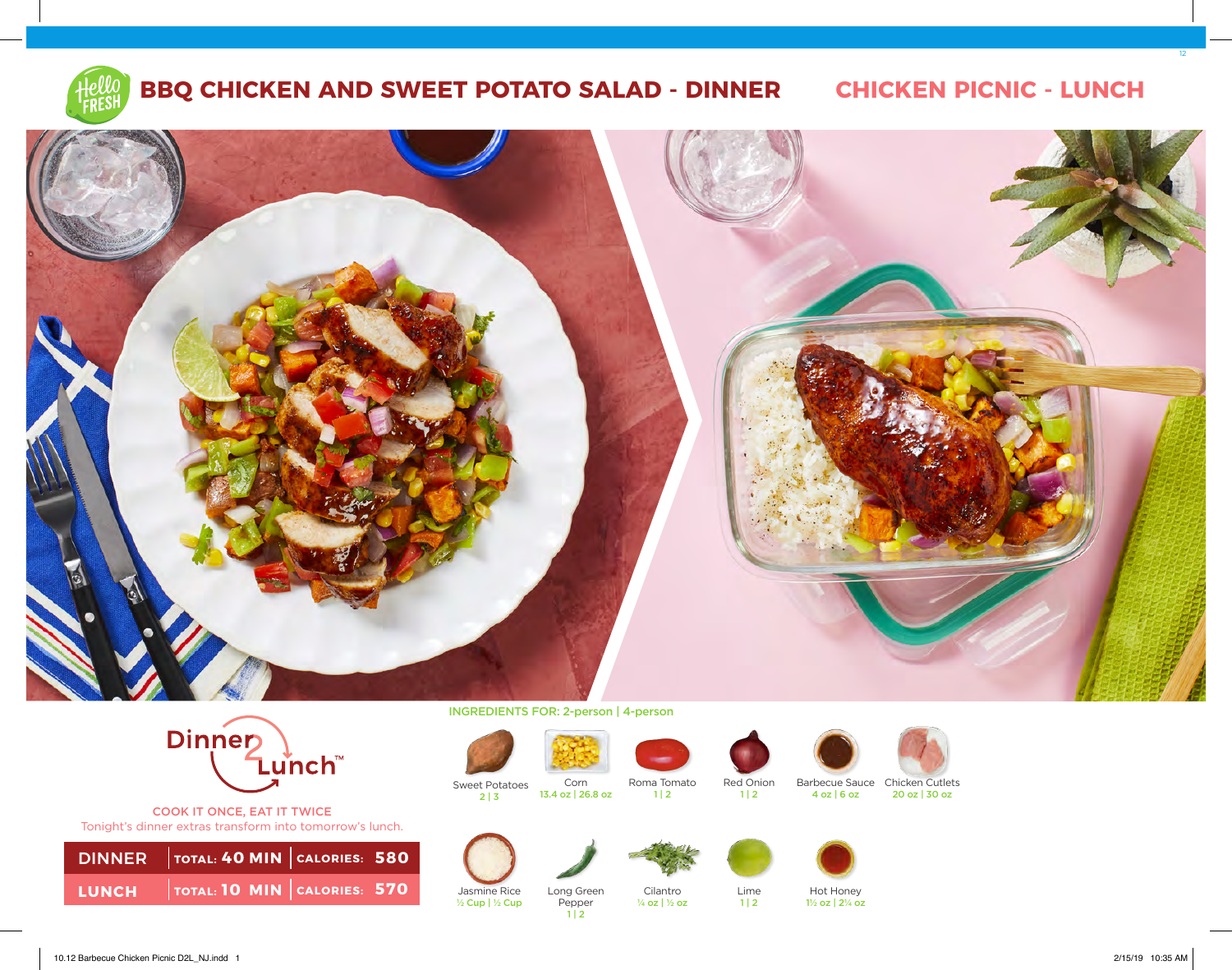# BBQ CHICKEN AND SWEET POTATO SALAD - DINNER

# CHICKEN PICNIC - LUNCH

Dinner 2 Lunch™

COOK IT ONCE, EAT IT TWICE

Tonight's dinner extras transform into tomorrow's lunch.

| | | |
|---|---|---|
| DINNER | TOTAL: 40 MIN | CALORIES: 580 |
| LUNCH | TOTAL: 10 MIN | CALORIES: 570 |

INGREDIENTS FOR: 2-person | 4-person

- Sweet Potatoes 2 | 3
- Corn 13.4 oz | 26.8 oz
- Roma Tomato 1 | 2
- Red Onion 1 | 2
- Barbecue Sauce 4 oz | 6 oz
- Chicken Cutlets 20 oz | 30 oz
- Jasmine Rice ½ Cup | ½ Cup
- Long Green Pepper 1 | 2
- Cilantro ¼ oz | ½ oz
- Lime 1 | 2
- Hot Honey 1½ oz | 2¼ oz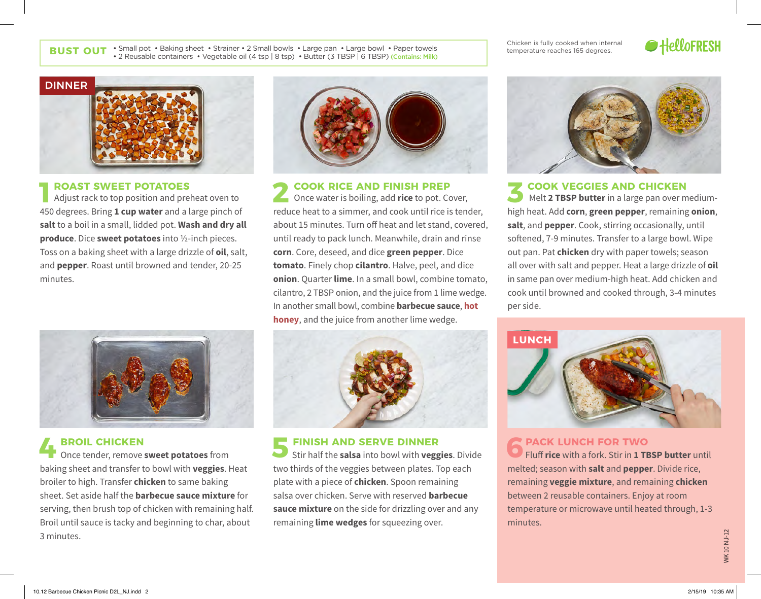**BUST OUT** • Small pot • Baking sheet • Strainer • 2 Small bowls • Large pan • Large bowl • Paper towels • 2 Reusable containers • Vegetable oil (4 tsp | 8 tsp) • Butter (3 TBSP | 6 TBSP) (Contains: Milk)

Chicken is fully cooked when internal temperature reaches 165 degrees.

HelloFRESH

DINNER

## 1 ROAST SWEET POTATOES

Adjust rack to top position and preheat oven to 450 degrees. Bring **1 cup water** and a large pinch of **salt** to a boil in a small, lidded pot. **Wash and dry all produce**. Dice **sweet potatoes** into ½-inch pieces. Toss on a baking sheet with a large drizzle of **oil**, salt, and **pepper**. Roast until browned and tender, 20-25 minutes.

## 2 COOK RICE AND FINISH PREP

Once water is boiling, add **rice** to pot. Cover, reduce heat to a simmer, and cook until rice is tender, about 15 minutes. Turn off heat and let stand, covered, until ready to pack lunch. Meanwhile, drain and rinse **corn**. Core, deseed, and dice **green pepper**. Dice **tomato**. Finely chop **cilantro**. Halve, peel, and dice **onion**. Quarter **lime**. In a small bowl, combine tomato, cilantro, 2 TBSP onion, and the juice from 1 lime wedge. In another small bowl, combine **barbecue sauce**, **hot honey**, and the juice from another lime wedge.

## 3 COOK VEGGIES AND CHICKEN

Melt **2 TBSP butter** in a large pan over medium-high heat. Add **corn**, **green pepper**, remaining **onion**, **salt**, and **pepper**. Cook, stirring occasionally, until softened, 7-9 minutes. Transfer to a large bowl. Wipe out pan. Pat **chicken** dry with paper towels; season all over with salt and pepper. Heat a large drizzle of **oil** in same pan over medium-high heat. Add chicken and cook until browned and cooked through, 3-4 minutes per side.

## 4 BROIL CHICKEN

Once tender, remove **sweet potatoes** from baking sheet and transfer to bowl with **veggies**. Heat broiler to high. Transfer **chicken** to same baking sheet. Set aside half the **barbecue sauce mixture** for serving, then brush top of chicken with remaining half. Broil until sauce is tacky and beginning to char, about 3 minutes.

## 5 FINISH AND SERVE DINNER

Stir half the **salsa** into bowl with **veggies**. Divide two thirds of the veggies between plates. Top each plate with a piece of **chicken**. Spoon remaining salsa over chicken. Serve with reserved **barbecue sauce mixture** on the side for drizzling over and any remaining **lime wedges** for squeezing over.

LUNCH

## 6 PACK LUNCH FOR TWO

Fluff **rice** with a fork. Stir in **1 TBSP butter** until melted; season with **salt** and **pepper**. Divide rice, remaining **veggie mixture**, and remaining **chicken** between 2 reusable containers. Enjoy at room temperature or microwave until heated through, 1-3 minutes.

WK 10 NJ-12